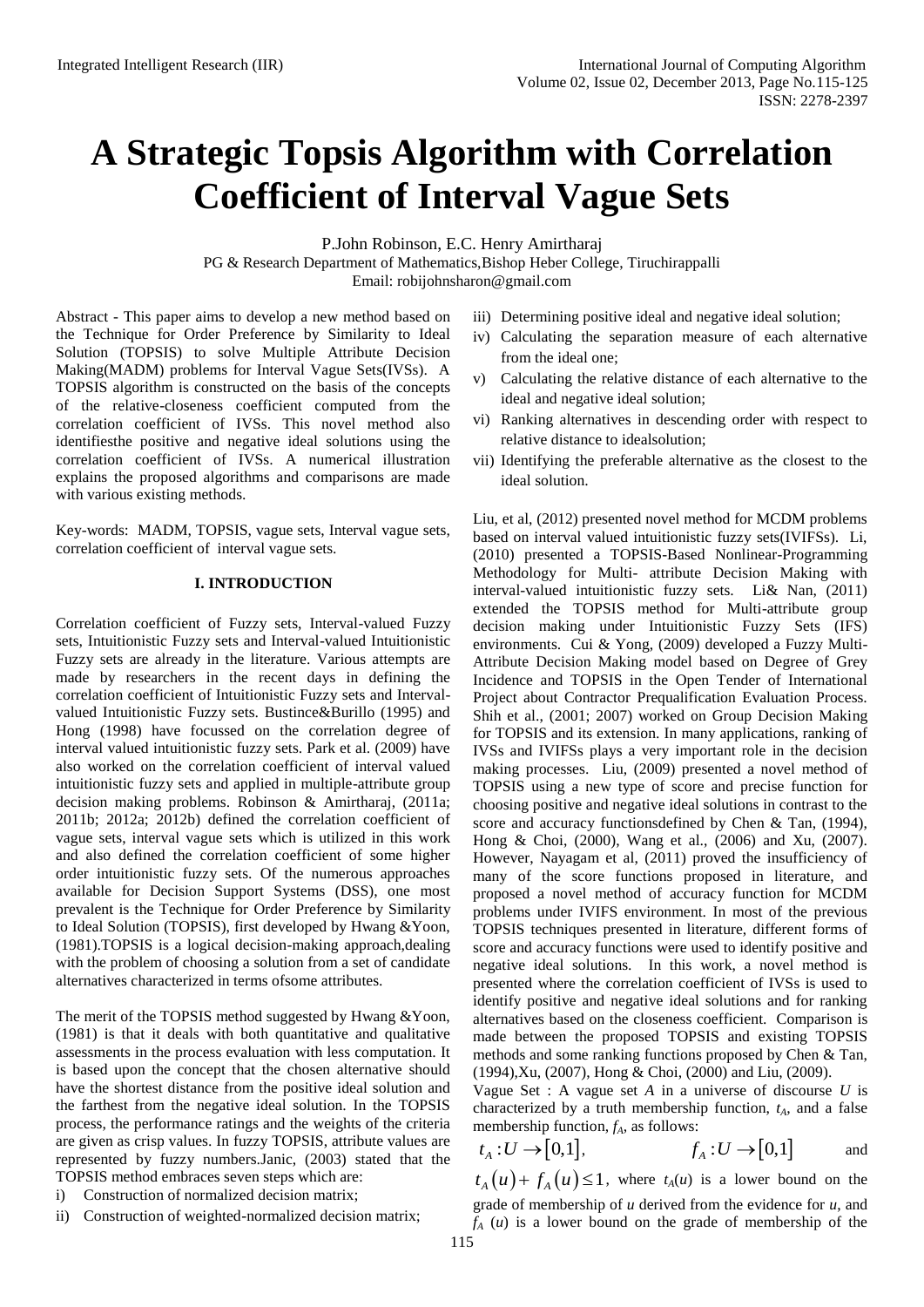# A Strategic Topsis Algorithm with Correlation Coefficient of Interval Vague Sets

P.John Robinson, E.C. Henry Amirtharaj

PG & Research Department of Mathematics,Bishop Heber College, Tiruchirappalli

Email: robijohnsharon@gmail.com

Abstract - This paper aims to develop a new method based on the Technique for Order Preference by Similarity to Ideal Solution (TOPSIS) to solve Multiple Attribute Decision Making(MADM) problems for Interval Vague Sets(IVSs). A TOPSIS algorithm is constructed on the basis of the concepts of the relative-closeness coefficient computed from the correlation coefficient of IVSs. This novel method also identifiesthe positive and negative ideal solutions using the correlation coefficient of IVSs. A numerical illustration explains the proposed algorithms and comparisons are made with various existing methods.

Key-words: MADM, TOPSIS, vague sets, Interval vague sets, correlation coefficient of interval vague sets.

## I. INTRODUCTION

Correlation coefficient of Fuzzy sets, Interval-valued Fuzzy sets, Intuitionistic Fuzzy sets and Interval-valued Intuitionistic Fuzzy sets are already in the literature. Various attempts are made by researchers in the recent days in defining the correlation coefficient of Intuitionistic Fuzzy sets and Interval-valued Intuitionistic Fuzzy sets. Bustince&Burillo (1995) and Hong (1998) have focussed on the correlation degree of interval valued intuitionistic fuzzy sets. Park et al. (2009) have also worked on the correlation coefficient of interval valued intuitionistic fuzzy sets and applied in multiple-attribute group decision making problems. Robinson & Amirtharaj, (2011a; 2011b; 2012a; 2012b) defined the correlation coefficient of vague sets, interval vague sets which is utilized in this work and also defined the correlation coefficient of some higher order intuitionistic fuzzy sets. Of the numerous approaches available for Decision Support Systems (DSS), one most prevalent is the Technique for Order Preference by Similarity to Ideal Solution (TOPSIS), first developed by Hwang &Yoon, (1981).TOPSIS is a logical decision-making approach,dealing with the problem of choosing a solution from a set of candidate alternatives characterized in terms ofsome attributes.

The merit of the TOPSIS method suggested by Hwang &Yoon, (1981) is that it deals with both quantitative and qualitative assessments in the process evaluation with less computation. It is based upon the concept that the chosen alternative should have the shortest distance from the positive ideal solution and the farthest from the negative ideal solution. In the TOPSIS process, the performance ratings and the weights of the criteria are given as crisp values. In fuzzy TOPSIS, attribute values are represented by fuzzy numbers.Janic, (2003) stated that the TOPSIS method embraces seven steps which are:

i) Construction of normalized decision matrix;
ii) Construction of weighted-normalized decision matrix;
iii) Determining positive ideal and negative ideal solution;
iv) Calculating the separation measure of each alternative from the ideal one;
v) Calculating the relative distance of each alternative to the ideal and negative ideal solution;
vi) Ranking alternatives in descending order with respect to relative distance to idealsolution;
vii) Identifying the preferable alternative as the closest to the ideal solution.

Liu, et al, (2012) presented novel method for MCDM problems based on interval valued intuitionistic fuzzy sets(IVIFSs). Li, (2010) presented a TOPSIS-Based Nonlinear-Programming Methodology for Multi- attribute Decision Making with interval-valued intuitionistic fuzzy sets. Li& Nan, (2011) extended the TOPSIS method for Multi-attribute group decision making under Intuitionistic Fuzzy Sets (IFS) environments. Cui & Yong, (2009) developed a Fuzzy Multi-Attribute Decision Making model based on Degree of Grey Incidence and TOPSIS in the Open Tender of International Project about Contractor Prequalification Evaluation Process. Shih et al., (2001; 2007) worked on Group Decision Making for TOPSIS and its extension. In many applications, ranking of IVSs and IVIFSs plays a very important role in the decision making processes. Liu, (2009) presented a novel method of TOPSIS using a new type of score and precise function for choosing positive and negative ideal solutions in contrast to the score and accuracy functionsdefined by Chen & Tan, (1994), Hong & Choi, (2000), Wang et al., (2006) and Xu, (2007). However, Nayagam et al, (2011) proved the insufficiency of many of the score functions proposed in literature, and proposed a novel method of accuracy function for MCDM problems under IVIFS environment. In most of the previous TOPSIS techniques presented in literature, different forms of score and accuracy functions were used to identify positive and negative ideal solutions. In this work, a novel method is presented where the correlation coefficient of IVSs is used to identify positive and negative ideal solutions and for ranking alternatives based on the closeness coefficient. Comparison is made between the proposed TOPSIS and existing TOPSIS methods and some ranking functions proposed by Chen & Tan, (1994),Xu, (2007), Hong & Choi, (2000) and Liu, (2009).

Vague Set : A vague set $A$ in a universe of discourse $U$ is characterized by a truth membership function, $t_A$, and a false membership function, $f_A$, as follows:

$$t_A : U \to [0,1], \qquad f_A : U \to [0,1] \quad \text{and}$$

$t_A(u) + f_A(u) \le 1$, where $t_A(u)$ is a lower bound on the grade of membership of $u$ derived from the evidence for $u$, and $f_A(u)$ is a lower bound on the grade of membership of the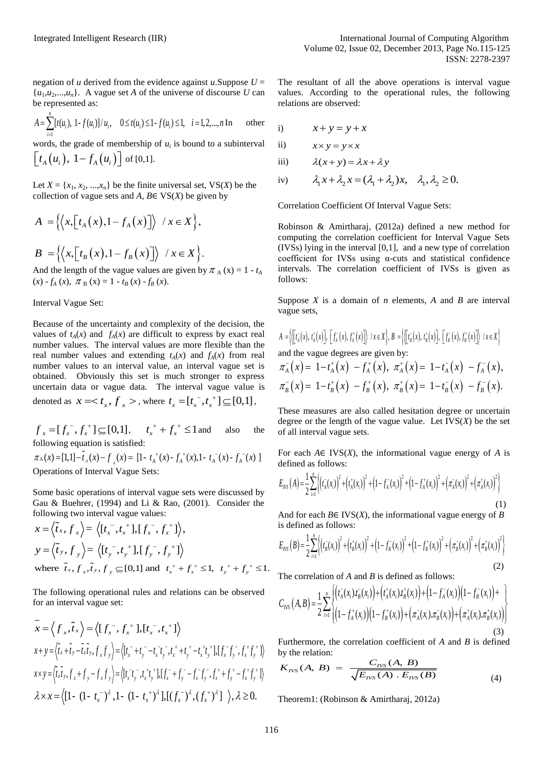negation of $u$ derived from the evidence against $u$.Suppose $U = \{u_1,u_2,...,u_n\}$. A vague set $A$ of the universe of discourse $U$ can be represented as:

$A = \sum_{i=1}^{n} [t(u_i),\ 1 - f(u_i)]/u_i, \quad 0 \le t(u_i) \le 1 - f(u_i) \le 1, \quad i = 1,2,...,n$ In other words, the grade of membership of $u_i$ is bound to a subinterval $\left[t_A(u_i),\ 1 - f_A(u_i)\right]$ of [0,1].

Let $X = \{x_1, x_2, ...,x_n\}$ be the finite universal set, VS($X$) be the collection of vague sets and $A, B \in$ VS($X$) be given by

$$A = \left\{\left\langle x, \left[t_A(x), 1 - f_A(x)\right]\right\rangle \ / \ x \in X\right\},$$

$$B = \left\{\left\langle x, \left[t_B(x), 1 - f_B(x)\right]\right\rangle \ / \ x \in X\right\}.$$

And the length of the vague values are given by $\pi_A(x) = 1 - t_A(x) - f_A(x)$, $\pi_B(x) = 1 - t_B(x) - f_B(x)$.

Interval Vague Set:

Because of the uncertainty and complexity of the decision, the values of $t_A(x)$ and $f_A(x)$ are difficult to express by exact real number values. The interval values are more flexible than the real number values and extending $t_A(x)$ and $f_A(x)$ from real number values to an interval value, an interval vague set is obtained. Obviously this set is much stronger to express uncertain data or vague data. The interval vague value is denoted as $x = < t_x, f_x >$, where $t_x = [t_x^-, t_x^+] \subseteq [0,1]$,

$f_x = [f_x^-, f_x^+] \subseteq [0,1], \quad t_x^+ + f_x^+ \le 1$ and also the following equation is satisfied:

$\pi_A(x) = [1,1] - \tilde{t}_A(x) - f_A(x) = [1 - t_A^+(x) - f_A^+(x), 1 - t_A^-(x) - f_A^-(x)\ ]$

Operations of Interval Vague Sets:

Some basic operations of interval vague sets were discussed by Gau & Buehrer, (1994) and Li & Rao, (2001). Consider the following two interval vague values:

$$x = \left\langle \tilde{t}_x, f_x \right\rangle = \left\langle [t_x^-, t_x^+], [f_x^-, f_x^+] \right\rangle,$$

$$y = \left\langle \tilde{t}_y, f_y \right\rangle = \left\langle [t_y^-, t_y^+], [f_y^-, f_y^+] \right\rangle$$

where $\tilde{t}_x, f_x, \tilde{t}_y, f_y \subseteq [0,1]$ and $t_x^+ + f_x^+ \le 1, \ t_y^+ + f_y^+ \le 1.$

The following operational rules and relations can be observed for an interval vague set:

$$\overline{x} = \left\langle f_x, \tilde{t}_x \right\rangle = \left\langle [f_x^-, f_x^+], [t_x^-, t_x^+] \right\rangle$$

$$x + y = \left\langle \tilde{t}_x + \tilde{t}_y - \tilde{t}_x\tilde{t}_y, f_x f_y \right\rangle = \left\langle [t_x^- + t_y^- - t_x^- t_y^-, t_x^+ + t_y^+ - t_x^+ t_y^+], [f_x^- f_y^-, f_x^+ f_y^+] \right\rangle$$

$$x \times y = \left\langle \tilde{t}_x\tilde{t}_y, f_x + f_y - f_x f_y \right\rangle = \left\langle [t_x^- t_y^-, t_x^+ t_y^+], [f_x^- + f_y^- - f_x^- f_y^-, f_x^+ + f_y^+ - f_x^+ f_y^+] \right\rangle$$

$$\lambda \times x = \left\langle [1 - (1 - t_x^-)^\lambda, 1 - (1 - t_x^+)^\lambda], [(f_x^-)^\lambda, (f_x^+)^\lambda] \ \right\rangle, \lambda \ge 0.$$

The resultant of all the above operations is interval vague values. According to the operational rules, the following relations are observed:

i) $x + y = y + x$

ii) $x \times y = y \times x$

iii) $\lambda(x + y) = \lambda x + \lambda y$

iv) $\lambda_1 x + \lambda_2 x = (\lambda_1 + \lambda_2)x, \quad \lambda_1, \lambda_2 \ge 0.$

Correlation Coefficient Of Interval Vague Sets:

Robinson & Amirtharaj, (2012a) defined a new method for computing the correlation coefficient for Interval Vague Sets (IVSs) lying in the interval [0,1], and a new type of correlation coefficient for IVSs using α-cuts and statistical confidence intervals. The correlation coefficient of IVSs is given as follows:

Suppose $X$ is a domain of $n$ elements, $A$ and $B$ are interval vague sets,

$$A = \left\{\left\langle \left[t_A^-(x), t_A^+(x)\right], \left[f_A^-(x), f_A^+(x)\right] \right\rangle \ / x \in X\right\}, \ B = \left\{\left\langle \left[t_B^-(x), t_B^+(x)\right], \left[f_B^-(x), f_B^+(x)\right] \right\rangle \ / x \in X\right\}$$

and the vague degrees are given by:

$$\pi_A^-(x) = 1 - t_A^+(x) - f_A^+(x), \ \pi_A^+(x) = 1 - t_A^-(x) - f_A^-(x),$$

$$\pi_B^-(x) = 1 - t_B^+(x) - f_B^+(x), \ \pi_B^+(x) = 1 - t_B^-(x) - f_B^-(x).$$

These measures are also called hesitation degree or uncertain degree or the length of the vague value. Let IVS($X$) be the set of all interval vague sets.

For each $A \in$ IVS($X$), the informational vague energy of $A$ is defined as follows:

$$E_{IVS}(A) = \frac{1}{2}\sum_{i=1}^{n}\left\{\left(t_A^-(x_i)\right)^2 + \left(t_A^+(x_i)\right)^2 + \left(1 - f_A^-(x_i)\right)^2 + \left(1 - f_A^+(x_i)\right)^2 + \left(\pi_A^-(x_i)\right)^2 + \left(\pi_A^+(x_i)\right)^2\right\} \tag{1}$$

And for each $B \in$ IVS($X$), the informational vague energy of $B$ is defined as follows:

$$E_{IVS}(B) = \frac{1}{2}\sum_{i=1}^{n}\left\{\left(t_B^-(x_i)\right)^2 + \left(t_B^+(x_i)\right)^2 + \left(1 - f_B^-(x_i)\right)^2 + \left(1 - f_B^+(x_i)\right)^2 + \left(\pi_B^-(x_i)\right)^2 + \left(\pi_B^+(x_i)\right)^2\right\} \tag{2}$$

The correlation of $A$ and $B$ is defined as follows:

$$C_{IVS}(A,B) = \frac{1}{2}\sum_{i=1}^{n}\left\{\begin{aligned}&\left(t_A^-(x_i).t_B^-(x_i)\right) + \left(t_A^+(x_i).t_B^+(x_i)\right) + \left(1 - f_A^-(x_i)\right)\left(1 - f_B^-(x_i)\right) + \\ &\left(1 - f_A^+(x_i)\right)\left(1 - f_B^+(x_i)\right) + \left(\pi_A^-(x_i).\pi_B^-(x_i)\right) + \left(\pi_A^+(x_i).\pi_B^+(x_i)\right)\end{aligned}\right\} \tag{3}$$

Furthermore, the correlation coefficient of $A$ and $B$ is defined by the relation:

$$K_{IVS}(A,\ B) = \frac{C_{IVS}(A,\ B)}{\sqrt{E_{IVS}(A)\ .\ E_{IVS}(B)}} \tag{4}$$

Theorem1: (Robinson & Amirtharaj, 2012a)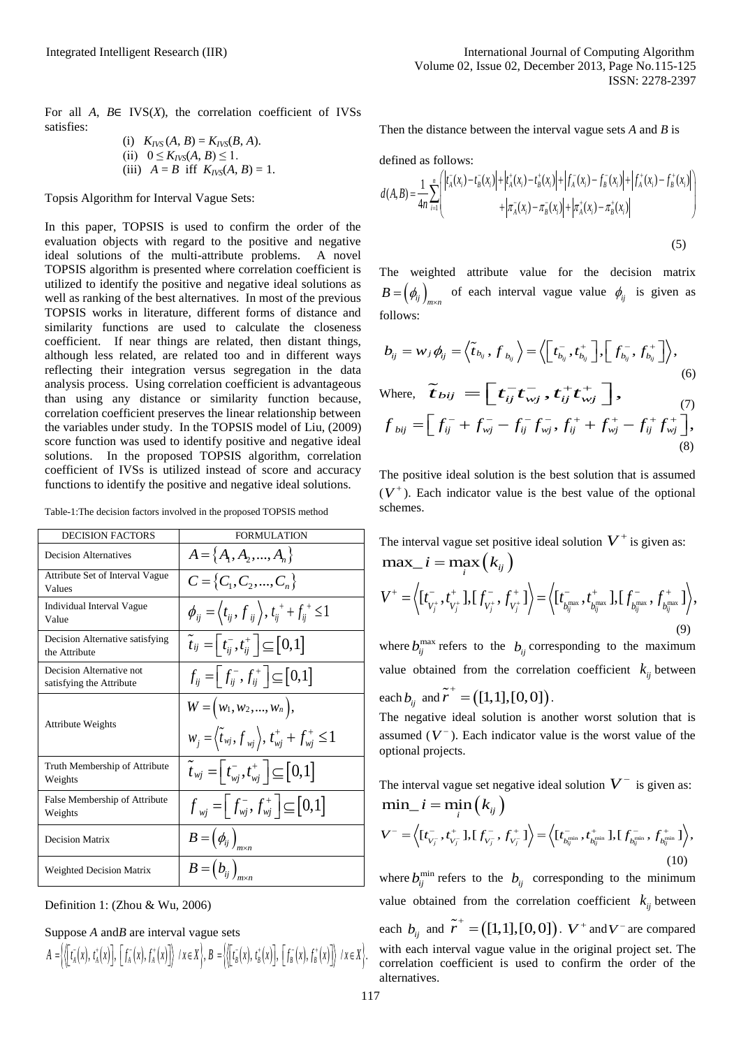For all $A$, $B\in$ IVS($X$), the correlation coefficient of IVSs satisfies:

(i) $K_{IVS}(A, B) = K_{IVS}(B, A)$.
(ii) $0 \leq K_{IVS}(A, B) \leq 1$.
(iii) $A = B$ iff $K_{IVS}(A, B) = 1$.

Topsis Algorithm for Interval Vague Sets:

In this paper, TOPSIS is used to confirm the order of the evaluation objects with regard to the positive and negative ideal solutions of the multi-attribute problems. A novel TOPSIS algorithm is presented where correlation coefficient is utilized to identify the positive and negative ideal solutions as well as ranking of the best alternatives. In most of the previous TOPSIS works in literature, different forms of distance and similarity functions are used to calculate the closeness coefficient. If near things are related, then distant things, although less related, are related too and in different ways reflecting their integration versus segregation in the data analysis process. Using correlation coefficient is advantageous than using any distance or similarity function because, correlation coefficient preserves the linear relationship between the variables under study. In the TOPSIS model of Liu, (2009) score function was used to identify positive and negative ideal solutions. In the proposed TOPSIS algorithm, correlation coefficient of IVSs is utilized instead of score and accuracy functions to identify the positive and negative ideal solutions.

Table-1:The decision factors involved in the proposed TOPSIS method

| DECISION FACTORS | FORMULATION |
|---|---|
| Decision Alternatives | $A=\{A_1, A_2, ..., A_n\}$ |
| Attribute Set of Interval Vague Values | $C=\{C_1, C_2, ..., C_n\}$ |
| Individual Interval Vague Value | $\phi_{ij}=\langle t_{ij}, f_{ij}\rangle,\ t_{ij}^{+}+f_{ij}^{+}\leq 1$ |
| Decision Alternative satisfying the Attribute | $\tilde{t}_{ij}=\left[t_{ij}^{-}, t_{ij}^{+}\right]\subseteq[0,1]$ |
| Decision Alternative not satisfying the Attribute | $f_{ij}=\left[f_{ij}^{-}, f_{ij}^{+}\right]\subseteq[0,1]$ |
| Attribute Weights | $W=(w_1, w_2, ..., w_n)$, $w_j=\langle \tilde{t}_{wj}, f_{wj}\rangle,\ t_{wj}^{+}+f_{wj}^{+}\leq 1$ |
| Truth Membership of Attribute Weights | $\tilde{t}_{wj}=\left[t_{wj}^{-}, t_{wj}^{+}\right]\subseteq[0,1]$ |
| False Membership of Attribute Weights | $f_{wj}=\left[f_{wj}^{-}, f_{wj}^{+}\right]\subseteq[0,1]$ |
| Decision Matrix | $B=(\phi_{ij})_{m\times n}$ |
| Weighted Decision Matrix | $B=(b_{ij})_{m\times n}$ |

Definition 1: (Zhou & Wu, 2006)

Suppose $A$ and $B$ are interval vague sets

$$A=\left\{\left\langle\left[t_A^{-}(x), t_A^{+}(x)\right], \left[f_A^{-}(x), f_A^{+}(x)\right]\right\rangle / x\in X\right\},\ B=\left\{\left\langle\left[t_B^{-}(x), t_B^{+}(x)\right], \left[f_B^{-}(x), f_B^{+}(x)\right]\right\rangle / x\in X\right\}.$$

Then the distance between the interval vague sets $A$ and $B$ is defined as follows:

$$d(A,B)=\frac{1}{4n}\sum_{i=1}^{n}\left(\begin{array}{l}\left|t_A^{-}(x_i)-t_B^{-}(x_i)\right|+\left|t_A^{+}(x_i)-t_B^{+}(x_i)\right|+\left|f_A^{-}(x_i)-f_B^{-}(x_i)\right|+\left|f_A^{+}(x_i)-f_B^{+}(x_i)\right|\\ +\left|\pi_A^{-}(x_i)-\pi_B^{-}(x_i)\right|+\left|\pi_A^{+}(x_i)-\pi_B^{+}(x_i)\right|\end{array}\right) \tag{5}$$

The weighted attribute value for the decision matrix $B=(\phi_{ij})_{m\times n}$ of each interval vague value $\phi_{ij}$ is given as follows:

$$b_{ij}=w_j\phi_{ij}=\left\langle \tilde{t}_{b_{ij}}, f_{b_{ij}}\right\rangle=\left\langle\left[t_{b_{ij}}^{-}, t_{b_{ij}}^{+}\right], \left[f_{b_{ij}}^{-}, f_{b_{ij}}^{+}\right]\right\rangle, \tag{6}$$

Where, $$\tilde{t}_{bij}=\left[t_{ij}^{-}t_{wj}^{-}, t_{ij}^{+}t_{wj}^{+}\right], \tag{7}$$

$$f_{bij}=\left[f_{ij}^{-}+f_{wj}^{-}-f_{ij}^{-}f_{wj}^{-}, f_{ij}^{+}+f_{wj}^{+}-f_{ij}^{+}f_{wj}^{+}\right], \tag{8}$$

The positive ideal solution is the best solution that is assumed ($V^{+}$). Each indicator value is the best value of the optional schemes.

The interval vague set positive ideal solution $V^{+}$ is given as:

$$\max\_i=\max_i\left(k_{ij}\right)$$

$$V^{+}=\left\langle[t_{V_j^{+}}^{-}, t_{V_j^{+}}^{+}], [f_{V_j^{+}}^{-}, f_{V_j^{+}}^{+}]\right\rangle=\left\langle[t_{b_{ij}^{\max}}^{-}, t_{b_{ij}^{\max}}^{+}], [f_{b_{ij}^{\max}}^{-}, f_{b_{ij}^{\max}}^{+}]\right\rangle, \tag{9}$$

where $b_{ij}^{\max}$ refers to the $b_{ij}$ corresponding to the maximum value obtained from the correlation coefficient $k_{ij}$ between each $b_{ij}$ and $\tilde{r}^{+}=([1,1],[0,0])$.

The negative ideal solution is another worst solution that is assumed ($V^{-}$). Each indicator value is the worst value of the optional projects.

The interval vague set negative ideal solution $V^{-}$ is given as:

$$\min\_i=\min_i\left(k_{ij}\right)$$

$$V^{-}=\left\langle[t_{V_j^{-}}^{-}, t_{V_j^{-}}^{+}], [f_{V_j^{-}}^{-}, f_{V_j^{-}}^{+}]\right\rangle=\left\langle[t_{b_{ij}^{\min}}^{-}, t_{b_{ij}^{\min}}^{+}], [f_{b_{ij}^{\min}}^{-}, f_{b_{ij}^{\min}}^{+}]\right\rangle, \tag{10}$$

where $b_{ij}^{\min}$ refers to the $b_{ij}$ corresponding to the minimum value obtained from the correlation coefficient $k_{ij}$ between each $b_{ij}$ and $\tilde{r}^{+}=([1,1],[0,0])$. $V^{+}$ and $V^{-}$ are compared with each interval vague value in the original project set. The correlation coefficient is used to confirm the order of the alternatives.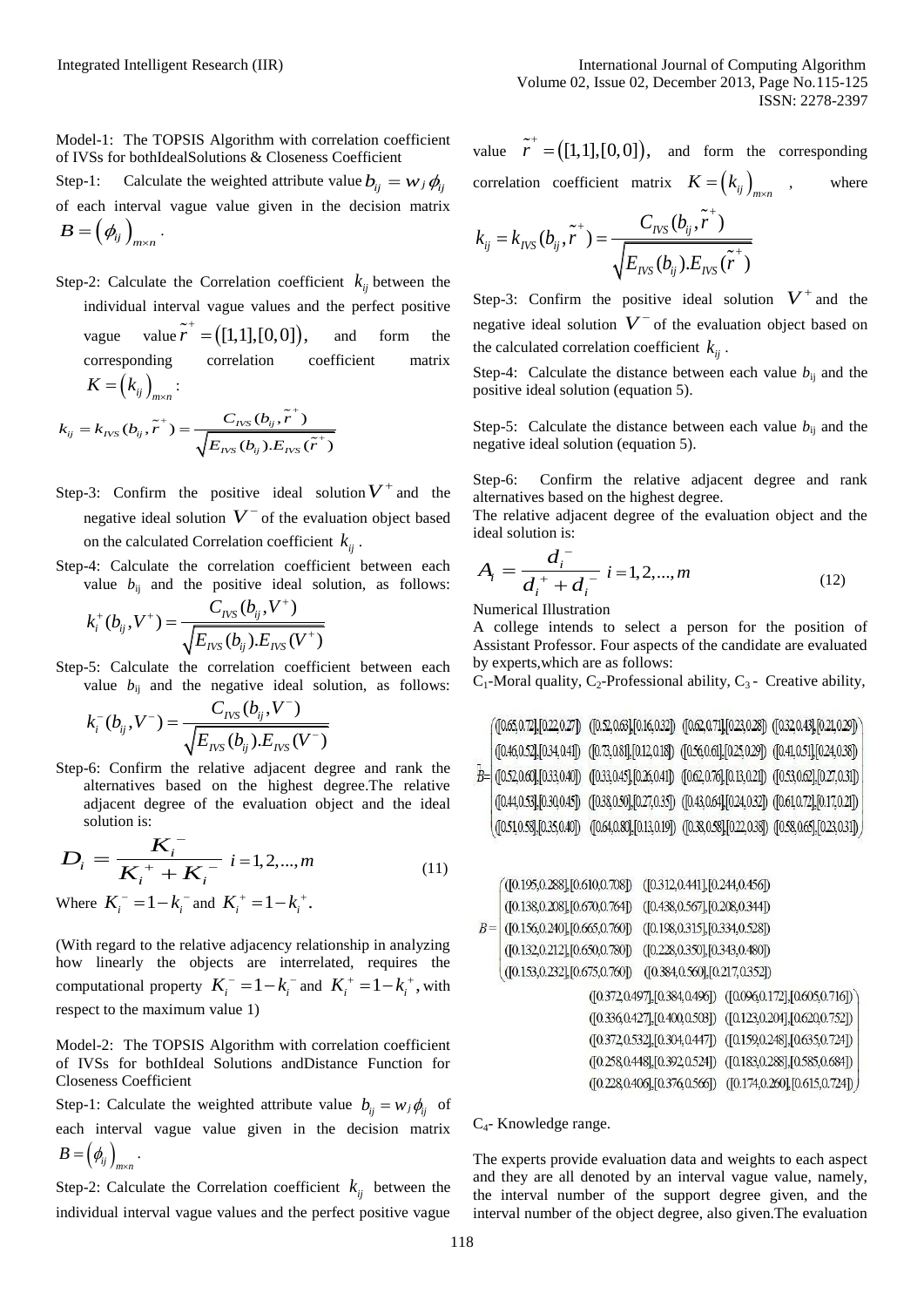Model-1: The TOPSIS Algorithm with correlation coefficient of IVSs for bothIdealSolutions & Closeness Coefficient

Step-1: Calculate the weighted attribute value $b_{ij} = w_j \phi_{ij}$ of each interval vague value given in the decision matrix $B = \left(\phi_{ij}\right)_{m \times n}$.

Step-2: Calculate the Correlation coefficient $k_{ij}$ between the individual interval vague values and the perfect positive vague value $\tilde{r}^{+} = \left([1,1],[0,0]\right)$, and form the corresponding correlation coefficient matrix $K = \left(k_{ij}\right)_{m \times n}$:

$$k_{ij} = k_{IVS}(b_{ij}, \tilde{r}^{+}) = \frac{C_{IVS}(b_{ij}, \tilde{r}^{+})}{\sqrt{E_{IVS}(b_{ij}).E_{IVS}(\tilde{r}^{+})}}$$

Step-3: Confirm the positive ideal solution $V^{+}$ and the negative ideal solution $V^{-}$ of the evaluation object based on the calculated Correlation coefficient $k_{ij}$.

Step-4: Calculate the correlation coefficient between each value $b_{ij}$ and the positive ideal solution, as follows:

$$k_i^{+}(b_{ij}, V^{+}) = \frac{C_{IVS}(b_{ij}, V^{+})}{\sqrt{E_{IVS}(b_{ij}).E_{IVS}(V^{+})}}$$

Step-5: Calculate the correlation coefficient between each value $b_{ij}$ and the negative ideal solution, as follows:

$$k_i^{-}(b_{ij}, V^{-}) = \frac{C_{IVS}(b_{ij}, V^{-})}{\sqrt{E_{IVS}(b_{ij}).E_{IVS}(V^{-})}}$$

Step-6: Confirm the relative adjacent degree and rank the alternatives based on the highest degree.The relative adjacent degree of the evaluation object and the ideal solution is:

$$D_i = \frac{K_i^{-}}{K_i^{+} + K_i^{-}} \quad i = 1,2,...,m \tag{11}$$

Where $K_i^{-} = 1 - k_i^{-}$ and $K_i^{+} = 1 - k_i^{+}$.

(With regard to the relative adjacency relationship in analyzing how linearly the objects are interrelated, requires the computational property $K_i^{-} = 1 - k_i^{-}$ and $K_i^{+} = 1 - k_i^{+}$, with respect to the maximum value 1)

Model-2: The TOPSIS Algorithm with correlation coefficient of IVSs for bothIdeal Solutions andDistance Function for Closeness Coefficient

Step-1: Calculate the weighted attribute value $b_{ij} = w_j \phi_{ij}$ of each interval vague value given in the decision matrix $B = \left(\phi_{ij}\right)_{m \times n}$.

Step-2: Calculate the Correlation coefficient $k_{ij}$ between the individual interval vague values and the perfect positive vague value $\tilde{r}^{+} = \left([1,1],[0,0]\right)$, and form the corresponding correlation coefficient matrix $K = \left(k_{ij}\right)_{m \times n}$, where

$$k_{ij} = k_{IVS}(b_{ij}, \tilde{r}^{+}) = \frac{C_{IVS}(b_{ij}, \tilde{r}^{+})}{\sqrt{E_{IVS}(b_{ij}).E_{IVS}(\tilde{r}^{+})}}$$

Step-3: Confirm the positive ideal solution $V^{+}$ and the negative ideal solution $V^{-}$ of the evaluation object based on the calculated correlation coefficient $k_{ij}$.

Step-4: Calculate the distance between each value $b_{ij}$ and the positive ideal solution (equation 5).

Step-5: Calculate the distance between each value $b_{ij}$ and the negative ideal solution (equation 5).

Step-6: Confirm the relative adjacent degree and rank alternatives based on the highest degree.
The relative adjacent degree of the evaluation object and the ideal solution is:

$$A_i = \frac{d_i^{-}}{d_i^{+} + d_i^{-}} \quad i = 1,2,...,m \tag{12}$$

Numerical Illustration

A college intends to select a person for the position of Assistant Professor. Four aspects of the candidate are evaluated by experts,which are as follows:

$C_1$-Moral quality, $C_2$-Professional ability, $C_3$ - Creative ability, $C_4$- Knowledge range.

$$\tilde{B} = \begin{pmatrix} ([0.65,0.72],[0.22,0.27]) & ([0.52,0.63],[0.16,0.32]) & ([0.62,0.71],[0.23,0.28]) & ([0.32,0.43],[0.21,0.29]) \\ ([0.46,0.52],[0.34,0.41]) & ([0.73,0.81],[0.12,0.18]) & ([0.56,0.61],[0.25,0.29]) & ([0.41,0.51],[0.24,0.38]) \\ ([0.52,0.60],[0.33,0.40]) & ([0.33,0.45],[0.26,0.41]) & ([0.62,0.76],[0.13,0.21]) & ([0.53,0.62],[0.27,0.31]) \\ ([0.44,0.53],[0.30,0.45]) & ([0.38,0.50],[0.27,0.35]) & ([0.43,0.64],[0.24,0.32]) & ([0.61,0.72],[0.17,0.21]) \\ ([0.51,0.58],[0.35,0.40]) & ([0.64,0.80],[0.13,0.19]) & ([0.38,0.58],[0.22,0.38]) & ([0.58,0.65],[0.23,0.31]) \end{pmatrix}$$

$$B = \begin{pmatrix} ([0.195,0.288],[0.610,0.708]) & ([0.312,0.441],[0.244,0.456]) & ([0.372,0.497],[0.384,0.496]) & ([0.096,0.172],[0.605,0.716]) \\ ([0.138,0.208],[0.670,0.764]) & ([0.438,0.567],[0.208,0.344]) & ([0.336,0.427],[0.400,0.508]) & ([0.123,0.204],[0.620,0.752]) \\ ([0.156,0.240],[0.665,0.760]) & ([0.198,0.315],[0.334,0.528]) & ([0.372,0.532],[0.304,0.447]) & ([0.159,0.248],[0.635,0.724]) \\ ([0.132,0.212],[0.650,0.780]) & ([0.228,0.350],[0.343,0.480]) & ([0.258,0.448],[0.392,0.524]) & ([0.183,0.288],[0.585,0.684]) \\ ([0.153,0.232],[0.675,0.760]) & ([0.384,0.560],[0.217,0.352]) & ([0.228,0.406],[0.376,0.566]) & ([0.174,0.260],[0.615,0.724]) \end{pmatrix}$$

The experts provide evaluation data and weights to each aspect and they are all denoted by an interval vague value, namely, the interval number of the support degree given, and the interval number of the object degree, also given.The evaluation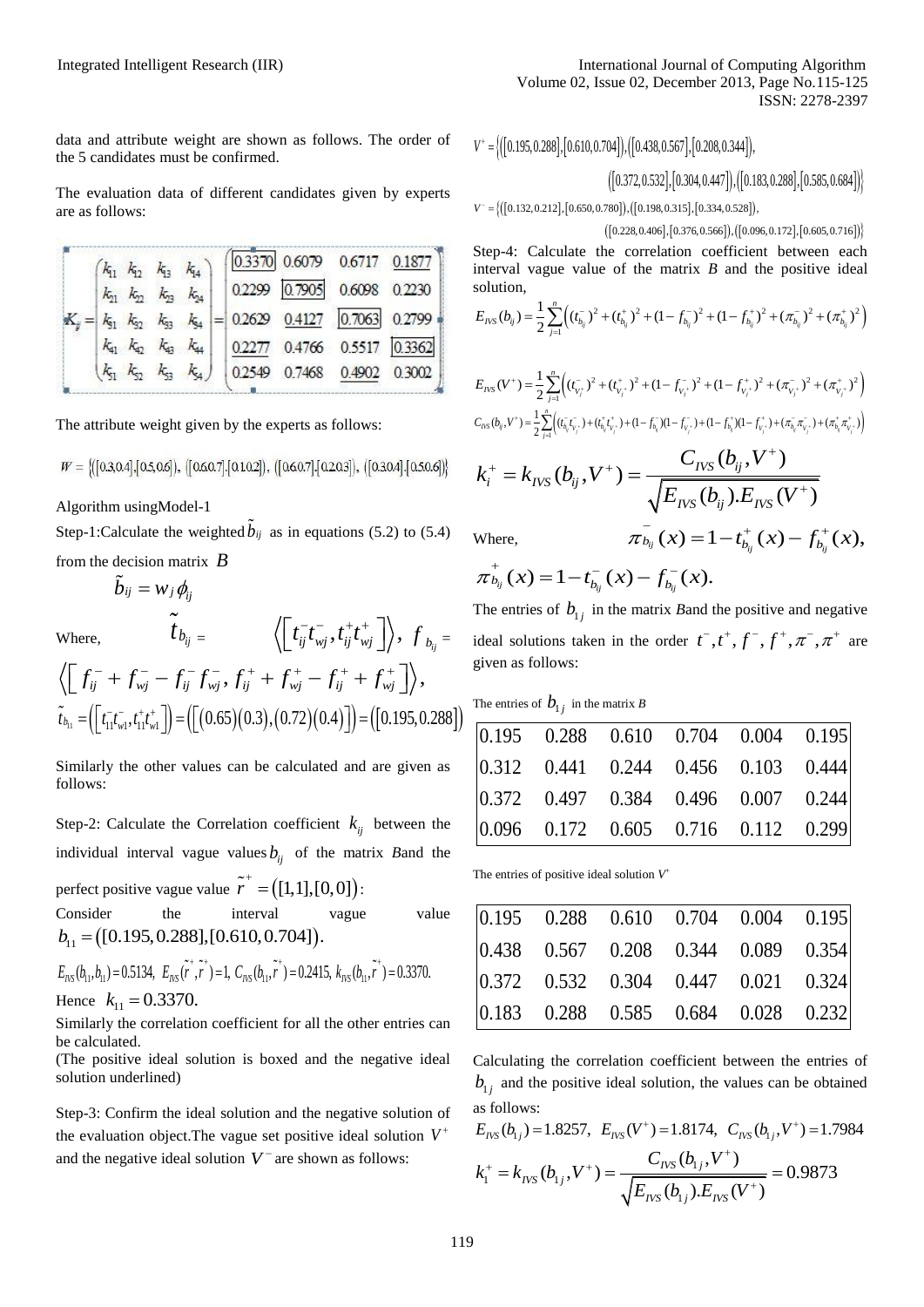data and attribute weight are shown as follows. The order of the 5 candidates must be confirmed.

The evaluation data of different candidates given by experts are as follows:

$$K_{ij} = \begin{pmatrix} k_{11} & k_{12} & k_{13} & k_{14} \\ k_{21} & k_{22} & k_{23} & k_{24} \\ k_{31} & k_{32} & k_{33} & k_{34} \\ k_{41} & k_{42} & k_{43} & k_{44} \\ k_{51} & k_{52} & k_{53} & k_{54} \end{pmatrix} = \begin{pmatrix} \boxed{0.3370} & 0.6079 & 0.6717 & \underline{0.1877} \\ 0.2299 & \boxed{0.7905} & 0.6098 & 0.2230 \\ 0.2629 & \underline{0.4127} & \boxed{0.7063} & 0.2799 \\ \underline{0.2277} & 0.4766 & 0.5517 & \boxed{0.3362} \\ 0.2549 & 0.7468 & \underline{0.4902} & 0.3002 \end{pmatrix}$$

The attribute weight given by the experts as follows:

$$W = \{([0.3,0.4],[0.5,0.6]),\ ([0.6,0.7],[0.1,0.2]),\ ([0.6,0.7],[0.2,0.3]),\ ([0.3,0.4],[0.5,0.6])\}$$

Algorithm usingModel-1

Step-1:Calculate the weighted $\tilde{b}_{ij}$ as in equations (5.2) to (5.4) from the decision matrix $B$

$$\tilde{b}_{ij} = w_j \phi_{ij}$$

Where, $\tilde{t}_{b_{ij}} = \left\langle \left[ t_{ij}^{-} t_{wj}^{-}, t_{ij}^{+} t_{wj}^{+} \right] \right\rangle$, $f_{b_{ij}} = \left\langle \left[ f_{ij}^{-} + f_{wj}^{-} - f_{ij}^{-} f_{wj}^{-}, f_{ij}^{+} + f_{wj}^{+} - f_{ij}^{+} + f_{wj}^{+} \right] \right\rangle$,

$$\tilde{t}_{b_{11}} = \left( \left[ t_{11}^{-} t_{w1}^{-}, t_{11}^{+} t_{w1}^{+} \right] \right) = \left( \left[ (0.65)(0.3), (0.72)(0.4) \right] \right) = \left( [0.195, 0.288] \right)$$

Similarly the other values can be calculated and are given as follows:

Step-2: Calculate the Correlation coefficient $k_{ij}$ between the individual interval vague values $b_{ij}$ of the matrix $B$ and the perfect positive vague value $\tilde{r}^{+} = ([1,1],[0,0])$:

Consider the interval vague value $b_{11} = ([0.195, 0.288], [0.610, 0.704])$.

$E_{IVS}(b_{11}, b_{11}) = 0.5134,\ E_{IVS}(\tilde{r}^{+}, \tilde{r}^{+}) = 1,\ C_{IVS}(b_{11}, \tilde{r}^{+}) = 0.2415,\ k_{IVS}(b_{11}, \tilde{r}^{+}) = 0.3370.$

Hence $k_{11} = 0.3370.$

Similarly the correlation coefficient for all the other entries can be calculated.
(The positive ideal solution is boxed and the negative ideal solution underlined)

Step-3: Confirm the ideal solution and the negative solution of the evaluation object.The vague set positive ideal solution $V^{+}$ and the negative ideal solution $V^{-}$ are shown as follows:

$$V^{+} = \{([0.195, 0.288], [0.610, 0.704]), ([0.438, 0.567], [0.208, 0.344]), ([0.372, 0.532], [0.304, 0.447]), ([0.183, 0.288], [0.585, 0.684])\}$$

$$V^{-} = \{([0.132, 0.212], [0.650, 0.780]), ([0.198, 0.315], [0.334, 0.528]), ([0.228, 0.406], [0.376, 0.566]), ([0.096, 0.172], [0.605, 0.716])\}$$

Step-4: Calculate the correlation coefficient between each interval vague value of the matrix $B$ and the positive ideal solution,

$$E_{IVS}(b_{ij}) = \frac{1}{2} \sum_{j=1}^{n} \left( (t_{b_{ij}}^{-})^2 + (t_{b_{ij}}^{+})^2 + (1 - f_{b_{ij}}^{-})^2 + (1 - f_{b_{ij}}^{+})^2 + (\pi_{b_{ij}}^{-})^2 + (\pi_{b_{ij}}^{+})^2 \right)$$

$$E_{IVS}(V^{+}) = \frac{1}{2} \sum_{j=1}^{n} \left( (t_{V_j^{+}}^{-})^2 + (t_{V_j^{+}}^{+})^2 + (1 - f_{V_j^{+}}^{-})^2 + (1 - f_{V_j^{+}}^{+})^2 + (\pi_{V_j^{+}}^{-})^2 + (\pi_{V_j^{+}}^{+})^2 \right)$$

$$C_{IVS}(b_{ij}, V^{+}) = \frac{1}{2} \sum_{j=1}^{n} \left( (t_{b_{ij}}^{-} t_{V_j^{+}}^{-}) + (t_{b_{ij}}^{+} t_{V_j^{+}}^{+}) + (1 - f_{b_{ij}}^{-})(1 - f_{V_j^{+}}^{-}) + (1 - f_{b_{ij}}^{+})(1 - f_{V_j^{+}}^{+}) + (\pi_{b_{ij}}^{-} \pi_{V_j^{+}}^{-}) + (\pi_{b_{ij}}^{+} \pi_{V_j^{+}}^{+}) \right)$$

$$k_i^{+} = k_{IVS}(b_{ij}, V^{+}) = \frac{C_{IVS}(b_{ij}, V^{+})}{\sqrt{E_{IVS}(b_{ij}).E_{IVS}(V^{+})}}$$

Where, $\pi_{b_{ij}}^{-}(x) = 1 - t_{b_{ij}}^{+}(x) - f_{b_{ij}}^{+}(x)$, $\pi_{b_{ij}}^{+}(x) = 1 - t_{b_{ij}}^{-}(x) - f_{b_{ij}}^{-}(x).$

The entries of $b_{1j}$ in the matrix $B$ and the positive and negative ideal solutions taken in the order $t^{-}, t^{+}, f^{-}, f^{+}, \pi^{-}, \pi^{+}$ are given as follows:

The entries of $b_{1j}$ in the matrix $B$

| | | | | | |
|---|---|---|---|---|---|
| 0.195 | 0.288 | 0.610 | 0.704 | 0.004 | 0.195 |
| 0.312 | 0.441 | 0.244 | 0.456 | 0.103 | 0.444 |
| 0.372 | 0.497 | 0.384 | 0.496 | 0.007 | 0.244 |
| 0.096 | 0.172 | 0.605 | 0.716 | 0.112 | 0.299 |

The entries of positive ideal solution $V^{+}$

| | | | | | |
|---|---|---|---|---|---|
| 0.195 | 0.288 | 0.610 | 0.704 | 0.004 | 0.195 |
| 0.438 | 0.567 | 0.208 | 0.344 | 0.089 | 0.354 |
| 0.372 | 0.532 | 0.304 | 0.447 | 0.021 | 0.324 |
| 0.183 | 0.288 | 0.585 | 0.684 | 0.028 | 0.232 |

Calculating the correlation coefficient between the entries of $b_{1j}$ and the positive ideal solution, the values can be obtained as follows:

$E_{IVS}(b_{1j}) = 1.8257,\ E_{IVS}(V^{+}) = 1.8174,\ C_{IVS}(b_{1j}, V^{+}) = 1.7984$

$$k_1^{+} = k_{IVS}(b_{1j}, V^{+}) = \frac{C_{IVS}(b_{1j}, V^{+})}{\sqrt{E_{IVS}(b_{1j}).E_{IVS}(V^{+})}} = 0.9873$$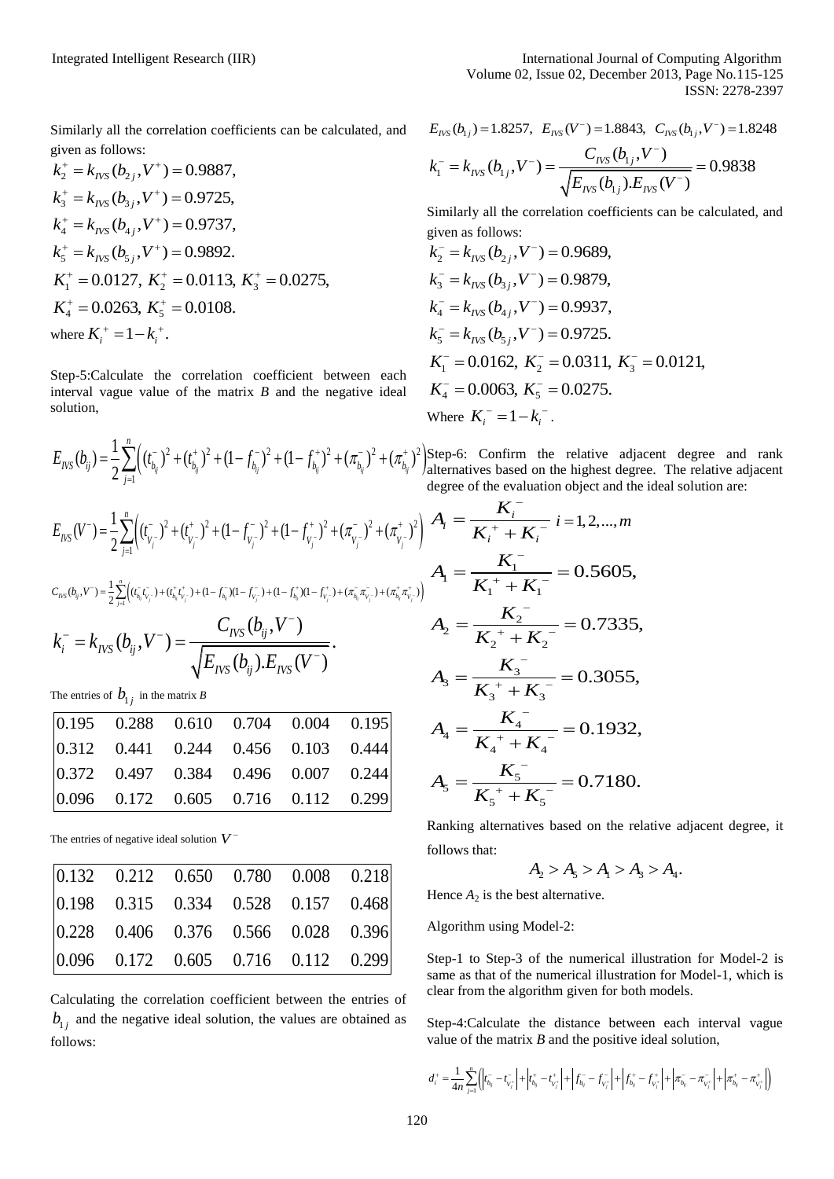Similarly all the correlation coefficients can be calculated, and given as follows:

$$k_2^+ = k_{IVS}(b_{2j}, V^+) = 0.9887,$$
$$k_3^+ = k_{IVS}(b_{3j}, V^+) = 0.9725,$$
$$k_4^+ = k_{IVS}(b_{4j}, V^+) = 0.9737,$$
$$k_5^+ = k_{IVS}(b_{5j}, V^+) = 0.9892.$$
$$K_1^+ = 0.0127,\ K_2^+ = 0.0113,\ K_3^+ = 0.0275,$$
$$K_4^+ = 0.0263,\ K_5^+ = 0.0108.$$

where $K_i^+ = 1 - k_i^+$.

Step-5:Calculate the correlation coefficient between each interval vague value of the matrix *B* and the negative ideal solution,

$$E_{IVS}(b_{ij}) = \frac{1}{2}\sum_{j=1}^{n}\left((t_{b_{ij}}^-)^2 + (t_{b_{ij}}^+)^2 + (1-f_{b_{ij}}^-)^2 + (1-f_{b_{ij}}^+)^2 + (\pi_{b_{ij}}^-)^2 + (\pi_{b_{ij}}^+)^2\right)$$

$$E_{IVS}(V^-) = \frac{1}{2}\sum_{j=1}^{n}\left((t_{V_j^-}^-)^2 + (t_{V_j^-}^+)^2 + (1-f_{V_j^-}^-)^2 + (1-f_{V_j^-}^+)^2 + (\pi_{V_j^-}^-)^2 + (\pi_{V_j^-}^+)^2\right)$$

$$C_{IVS}(b_{ij}, V^-) = \frac{1}{2}\sum_{j=1}^{n}\left((t_{b_{ij}}^- t_{V_j^-}^-) + (t_{b_{ij}}^+ t_{V_j^-}^+) + (1-f_{b_{ij}}^-)(1-f_{V_j^-}^-) + (1-f_{b_{ij}}^+)(1-f_{V_j^-}^+) + (\pi_{b_{ij}}^- \pi_{V_j^-}^-) + (\pi_{b_{ij}}^+ \pi_{V_j^-}^+)\right)$$

$$k_i^- = k_{IVS}(b_{ij}, V^-) = \frac{C_{IVS}(b_{ij}, V^-)}{\sqrt{E_{IVS}(b_{ij}).E_{IVS}(V^-)}}.$$

The entries of $b_{1j}$ in the matrix *B*

| | | | | | |
|---|---|---|---|---|---|
| 0.195 | 0.288 | 0.610 | 0.704 | 0.004 | 0.195 |
| 0.312 | 0.441 | 0.244 | 0.456 | 0.103 | 0.444 |
| 0.372 | 0.497 | 0.384 | 0.496 | 0.007 | 0.244 |
| 0.096 | 0.172 | 0.605 | 0.716 | 0.112 | 0.299 |

The entries of negative ideal solution $V^-$

| | | | | | |
|---|---|---|---|---|---|
| 0.132 | 0.212 | 0.650 | 0.780 | 0.008 | 0.218 |
| 0.198 | 0.315 | 0.334 | 0.528 | 0.157 | 0.468 |
| 0.228 | 0.406 | 0.376 | 0.566 | 0.028 | 0.396 |
| 0.096 | 0.172 | 0.605 | 0.716 | 0.112 | 0.299 |

Calculating the correlation coefficient between the entries of $b_{1j}$ and the negative ideal solution, the values are obtained as follows:

$$E_{IVS}(b_{1j}) = 1.8257,\ E_{IVS}(V^-) = 1.8843,\ C_{IVS}(b_{1j}, V^-) = 1.8248$$

$$k_1^- = k_{IVS}(b_{1j}, V^-) = \frac{C_{IVS}(b_{1j}, V^-)}{\sqrt{E_{IVS}(b_{1j}).E_{IVS}(V^-)}} = 0.9838$$

Similarly all the correlation coefficients can be calculated, and given as follows:

$$k_2^- = k_{IVS}(b_{2j}, V^-) = 0.9689,$$
$$k_3^- = k_{IVS}(b_{3j}, V^-) = 0.9879,$$
$$k_4^- = k_{IVS}(b_{4j}, V^-) = 0.9937,$$
$$k_5^- = k_{IVS}(b_{5j}, V^-) = 0.9725.$$
$$K_1^- = 0.0162,\ K_2^- = 0.0311,\ K_3^- = 0.0121,$$
$$K_4^- = 0.0063,\ K_5^- = 0.0275.$$

Where $K_i^- = 1 - k_i^-$.

Step-6: Confirm the relative adjacent degree and rank alternatives based on the highest degree. The relative adjacent degree of the evaluation object and the ideal solution are:

$$A_i = \frac{K_i^-}{K_i^+ + K_i^-}\ \ i = 1, 2, ..., m$$

$$A_1 = \frac{K_1^-}{K_1^+ + K_1^-} = 0.5605,$$

$$A_2 = \frac{K_2^-}{K_2^+ + K_2^-} = 0.7335,$$

$$A_3 = \frac{K_3^-}{K_3^+ + K_3^-} = 0.3055,$$

$$A_4 = \frac{K_4^-}{K_4^+ + K_4^-} = 0.1932,$$

$$A_5 = \frac{K_5^-}{K_5^+ + K_5^-} = 0.7180.$$

Ranking alternatives based on the relative adjacent degree, it follows that:

$$A_2 > A_5 > A_1 > A_3 > A_4.$$

Hence $A_2$ is the best alternative.

Algorithm using Model-2:

Step-1 to Step-3 of the numerical illustration for Model-2 is same as that of the numerical illustration for Model-1, which is clear from the algorithm given for both models.

Step-4:Calculate the distance between each interval vague value of the matrix *B* and the positive ideal solution,

$$d_i^+ = \frac{1}{4n}\sum_{j=1}^{n}\left(\left|t_{b_{ij}}^- - t_{V_j^+}^-\right| + \left|t_{b_{ij}}^+ - t_{V_j^+}^+\right| + \left|f_{b_{ij}}^- - f_{V_j^+}^-\right| + \left|f_{b_{ij}}^+ - f_{V_j^+}^+\right| + \left|\pi_{b_{ij}}^- - \pi_{V_j^+}^-\right| + \left|\pi_{b_{ij}}^+ - \pi_{V_j^+}^+\right|\right)$$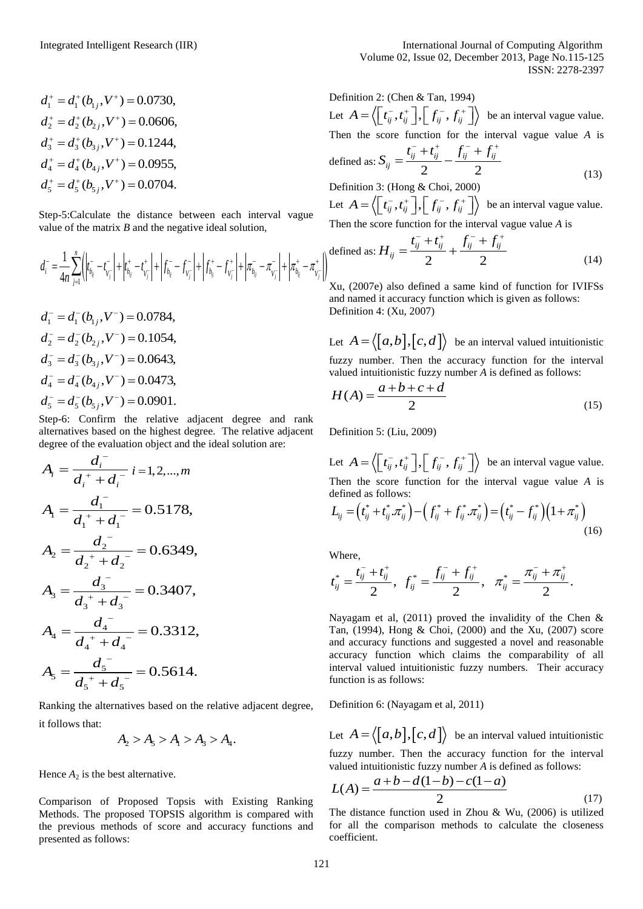$$d_1^+ = d_1^+(b_{1j}, V^+) = 0.0730,$$
$$d_2^+ = d_2^+(b_{2j}, V^+) = 0.0606,$$
$$d_3^+ = d_3^+(b_{3j}, V^+) = 0.1244,$$
$$d_4^+ = d_4^+(b_{4j}, V^+) = 0.0955,$$
$$d_5^+ = d_5^+(b_{5j}, V^+) = 0.0704.$$

Step-5:Calculate the distance between each interval vague value of the matrix $B$ and the negative ideal solution,

$$d_i^- = \frac{1}{4n}\sum_{j=1}^{n}\left(\left|t_{b_{ij}}^- - t_{V_j^-}^-\right| + \left|t_{b_{ij}}^+ - t_{V_j^-}^+\right| + \left|f_{b_{ij}}^- - f_{V_j^-}^-\right| + \left|f_{b_{ij}}^+ - f_{V_j^-}^+\right| + \left|\pi_{b_{ij}}^- - \pi_{V_j^-}^-\right| + \left|\pi_{b_{ij}}^+ - \pi_{V_j^-}^+\right|\right)$$

$$d_1^- = d_1^-(b_{1j}, V^-) = 0.0784,$$
$$d_2^- = d_2^-(b_{2j}, V^-) = 0.1054,$$
$$d_3^- = d_3^-(b_{3j}, V^-) = 0.0643,$$
$$d_4^- = d_4^-(b_{4j}, V^-) = 0.0473,$$
$$d_5^- = d_5^-(b_{5j}, V^-) = 0.0901.$$

Step-6: Confirm the relative adjacent degree and rank alternatives based on the highest degree. The relative adjacent degree of the evaluation object and the ideal solution are:

$$A_i = \frac{d_i^-}{d_i^+ + d_i^-} \quad i = 1, 2, ..., m$$

$$A_1 = \frac{d_1^-}{d_1^+ + d_1^-} = 0.5178,$$

$$A_2 = \frac{d_2^-}{d_2^+ + d_2^-} = 0.6349,$$

$$A_3 = \frac{d_3^-}{d_3^+ + d_3^-} = 0.3407,$$

$$A_4 = \frac{d_4^-}{d_4^+ + d_4^-} = 0.3312,$$

$$A_5 = \frac{d_5^-}{d_5^+ + d_5^-} = 0.5614.$$

Ranking the alternatives based on the relative adjacent degree, it follows that:

$$A_2 > A_5 > A_1 > A_3 > A_4.$$

Hence $A_2$ is the best alternative.

Comparison of Proposed Topsis with Existing Ranking Methods. The proposed TOPSIS algorithm is compared with the previous methods of score and accuracy functions and presented as follows:

Definition 2: (Chen & Tan, 1994)

Let $A = \left\langle \left[t_{ij}^-, t_{ij}^+\right], \left[f_{ij}^-, f_{ij}^+\right] \right\rangle$ be an interval vague value. Then the score function for the interval vague value $A$ is defined as:

$$S_{ij} = \frac{t_{ij}^- + t_{ij}^+}{2} - \frac{f_{ij}^- + f_{ij}^+}{2} \tag{13}$$

Definition 3: (Hong & Choi, 2000)

Let $A = \left\langle \left[t_{ij}^-, t_{ij}^+\right], \left[f_{ij}^-, f_{ij}^+\right] \right\rangle$ be an interval vague value. Then the score function for the interval vague value $A$ is defined as:

$$H_{ij} = \frac{t_{ij}^- + t_{ij}^+}{2} + \frac{f_{ij}^- + f_{ij}^+}{2} \tag{14}$$

Xu, (2007e) also defined a same kind of function for IVIFSs and named it accuracy function which is given as follows:
Definition 4: (Xu, 2007)

Let $A = \langle [a, b], [c, d] \rangle$ be an interval valued intuitionistic fuzzy number. Then the accuracy function for the interval valued intuitionistic fuzzy number $A$ is defined as follows:

$$H(A) = \frac{a + b + c + d}{2} \tag{15}$$

Definition 5: (Liu, 2009)

Let $A = \left\langle \left[t_{ij}^-, t_{ij}^+\right], \left[f_{ij}^-, f_{ij}^+\right] \right\rangle$ be an interval vague value. Then the score function for the interval vague value $A$ is defined as follows:

$$L_{ij} = \left(t_{ij}^* + t_{ij}^* \cdot \pi_{ij}^*\right) - \left(f_{ij}^* + f_{ij}^* \cdot \pi_{ij}^*\right) = \left(t_{ij}^* - f_{ij}^*\right)\left(1 + \pi_{ij}^*\right) \tag{16}$$

Where,

$$t_{ij}^* = \frac{t_{ij}^- + t_{ij}^+}{2}, \quad f_{ij}^* = \frac{f_{ij}^- + f_{ij}^+}{2}, \quad \pi_{ij}^* = \frac{\pi_{ij}^- + \pi_{ij}^+}{2}.$$

Nayagam et al, (2011) proved the invalidity of the Chen & Tan, (1994), Hong & Choi, (2000) and the Xu, (2007) score and accuracy functions and suggested a novel and reasonable accuracy function which claims the comparability of all interval valued intuitionistic fuzzy numbers. Their accuracy function is as follows:

Definition 6: (Nayagam et al, 2011)

Let $A = \langle [a, b], [c, d] \rangle$ be an interval valued intuitionistic fuzzy number. Then the accuracy function for the interval valued intuitionistic fuzzy number $A$ is defined as follows:

$$L(A) = \frac{a + b - d(1 - b) - c(1 - a)}{2} \tag{17}$$

The distance function used in Zhou & Wu, (2006) is utilized for all the comparison methods to calculate the closeness coefficient.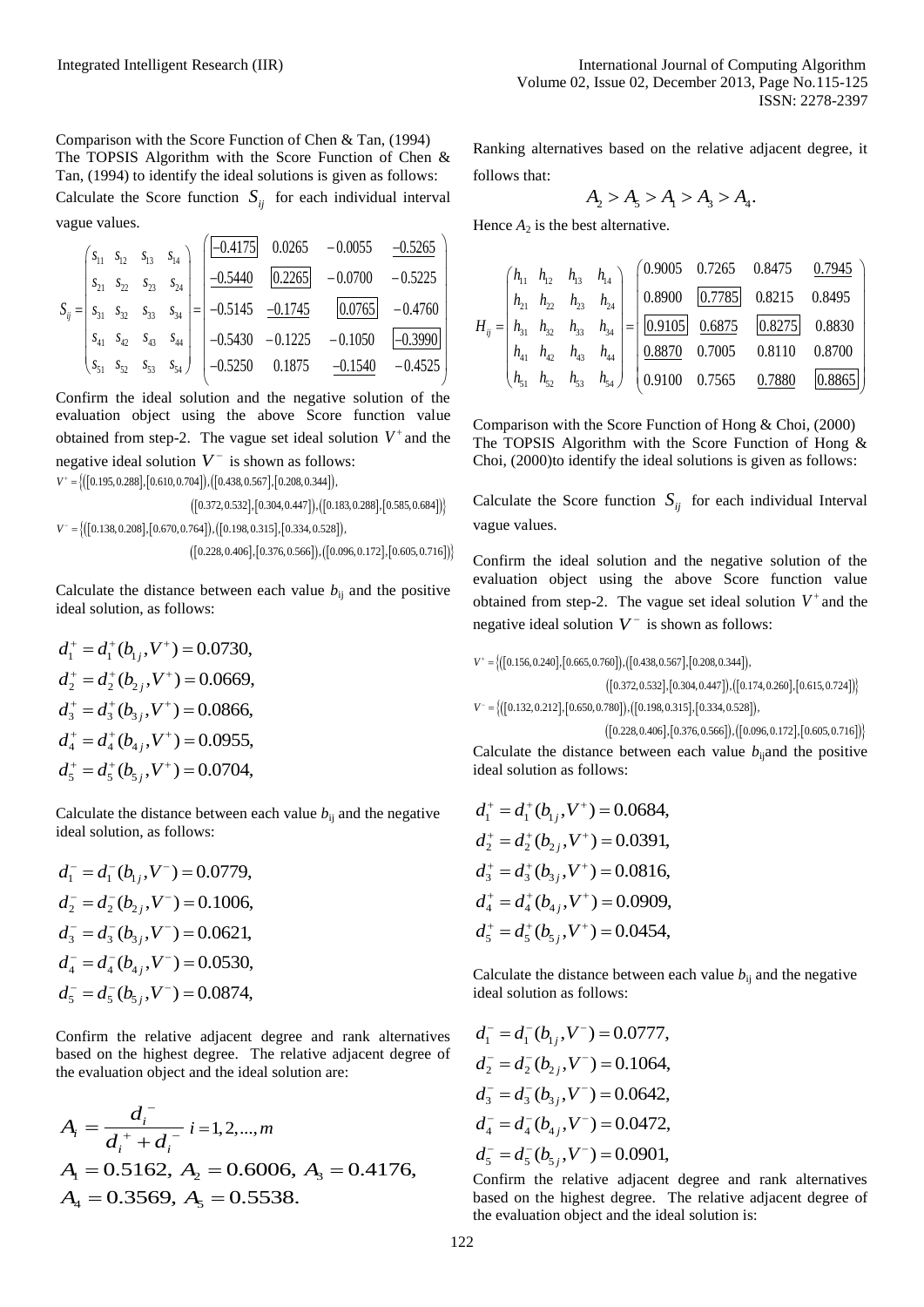Comparison with the Score Function of Chen & Tan, (1994)

The TOPSIS Algorithm with the Score Function of Chen & Tan, (1994) to identify the ideal solutions is given as follows:

Calculate the Score function $S_{ij}$ for each individual interval vague values.

$$S_{ij} = \begin{pmatrix} s_{11} & s_{12} & s_{13} & s_{14} \\ s_{21} & s_{22} & s_{23} & s_{24} \\ s_{31} & s_{32} & s_{33} & s_{34} \\ s_{41} & s_{42} & s_{43} & s_{44} \\ s_{51} & s_{52} & s_{53} & s_{54} \end{pmatrix} = \begin{pmatrix} \boxed{-0.4175} & 0.0265 & -0.0055 & \underline{-0.5265} \\ \underline{-0.5440} & \boxed{0.2265} & -0.0700 & -0.5225 \\ -0.5145 & \underline{-0.1745} & \boxed{0.0765} & -0.4760 \\ -0.5430 & -0.1225 & -0.1050 & \boxed{-0.3990} \\ -0.5250 & 0.1875 & \underline{-0.1540} & -0.4525 \end{pmatrix}$$

Confirm the ideal solution and the negative solution of the evaluation object using the above Score function value obtained from step-2. The vague set ideal solution $V^+$ and the negative ideal solution $V^-$ is shown as follows:

$$V^+ = \{([0.195, 0.288], [0.610, 0.704]), ([0.438, 0.567], [0.208, 0.344]), ([0.372, 0.532], [0.304, 0.447]), ([0.183, 0.288], [0.585, 0.684])\}$$

$$V^- = \{([0.138, 0.208], [0.670, 0.764]), ([0.198, 0.315], [0.334, 0.528]), ([0.228, 0.406], [0.376, 0.566]), ([0.096, 0.172], [0.605, 0.716])\}$$

Calculate the distance between each value $b_{ij}$ and the positive ideal solution, as follows:

$$d_1^+ = d_1^+(b_{1j}, V^+) = 0.0730,$$
$$d_2^+ = d_2^+(b_{2j}, V^+) = 0.0669,$$
$$d_3^+ = d_3^+(b_{3j}, V^+) = 0.0866,$$
$$d_4^+ = d_4^+(b_{4j}, V^+) = 0.0955,$$
$$d_5^+ = d_5^+(b_{5j}, V^+) = 0.0704,$$

Calculate the distance between each value $b_{ij}$ and the negative ideal solution, as follows:

$$d_1^- = d_1^-(b_{1j}, V^-) = 0.0779,$$
$$d_2^- = d_2^-(b_{2j}, V^-) = 0.1006,$$
$$d_3^- = d_3^-(b_{3j}, V^-) = 0.0621,$$
$$d_4^- = d_4^-(b_{4j}, V^-) = 0.0530,$$
$$d_5^- = d_5^-(b_{5j}, V^-) = 0.0874,$$

Confirm the relative adjacent degree and rank alternatives based on the highest degree. The relative adjacent degree of the evaluation object and the ideal solution are:

$$A_i = \frac{d_i^-}{d_i^+ + d_i^-} \quad i = 1, 2, ..., m$$

$$A_1 = 0.5162,\ A_2 = 0.6006,\ A_3 = 0.4176,$$
$$A_4 = 0.3569,\ A_5 = 0.5538.$$

Ranking alternatives based on the relative adjacent degree, it follows that:

$$A_2 > A_5 > A_1 > A_3 > A_4.$$

Hence $A_2$ is the best alternative.

$$H_{ij} = \begin{pmatrix} h_{11} & h_{12} & h_{13} & h_{14} \\ h_{21} & h_{22} & h_{23} & h_{24} \\ h_{31} & h_{32} & h_{33} & h_{34} \\ h_{41} & h_{42} & h_{43} & h_{44} \\ h_{51} & h_{52} & h_{53} & h_{54} \end{pmatrix} = \begin{pmatrix} 0.9005 & 0.7265 & 0.8475 & \underline{0.7945} \\ 0.8900 & \boxed{0.7785} & 0.8215 & 0.8495 \\ \boxed{0.9105} & \underline{0.6875} & \boxed{0.8275} & 0.8830 \\ \underline{0.8870} & 0.7005 & 0.8110 & 0.8700 \\ 0.9100 & 0.7565 & \underline{0.7880} & \boxed{0.8865} \end{pmatrix}$$

Comparison with the Score Function of Hong & Choi, (2000)

The TOPSIS Algorithm with the Score Function of Hong & Choi, (2000) to identify the ideal solutions is given as follows:

Calculate the Score function $S_{ij}$ for each individual Interval vague values.

Confirm the ideal solution and the negative solution of the evaluation object using the above Score function value obtained from step-2. The vague set ideal solution $V^+$ and the negative ideal solution $V^-$ is shown as follows:

$$V^+ = \{([0.156, 0.240], [0.665, 0.760]), ([0.438, 0.567], [0.208, 0.344]), ([0.372, 0.532], [0.304, 0.447]), ([0.174, 0.260], [0.615, 0.724])\}$$

$$V^- = \{([0.132, 0.212], [0.650, 0.780]), ([0.198, 0.315], [0.334, 0.528]), ([0.228, 0.406], [0.376, 0.566]), ([0.096, 0.172], [0.605, 0.716])\}$$

Calculate the distance between each value $b_{ij}$ and the positive ideal solution as follows:

$$d_1^+ = d_1^+(b_{1j}, V^+) = 0.0684,$$
$$d_2^+ = d_2^+(b_{2j}, V^+) = 0.0391,$$
$$d_3^+ = d_3^+(b_{3j}, V^+) = 0.0816,$$
$$d_4^+ = d_4^+(b_{4j}, V^+) = 0.0909,$$
$$d_5^+ = d_5^+(b_{5j}, V^+) = 0.0454,$$

Calculate the distance between each value $b_{ij}$ and the negative ideal solution as follows:

$$d_1^- = d_1^-(b_{1j}, V^-) = 0.0777,$$
$$d_2^- = d_2^-(b_{2j}, V^-) = 0.1064,$$
$$d_3^- = d_3^-(b_{3j}, V^-) = 0.0642,$$
$$d_4^- = d_4^-(b_{4j}, V^-) = 0.0472,$$
$$d_5^- = d_5^-(b_{5j}, V^-) = 0.0901,$$

Confirm the relative adjacent degree and rank alternatives based on the highest degree. The relative adjacent degree of the evaluation object and the ideal solution is: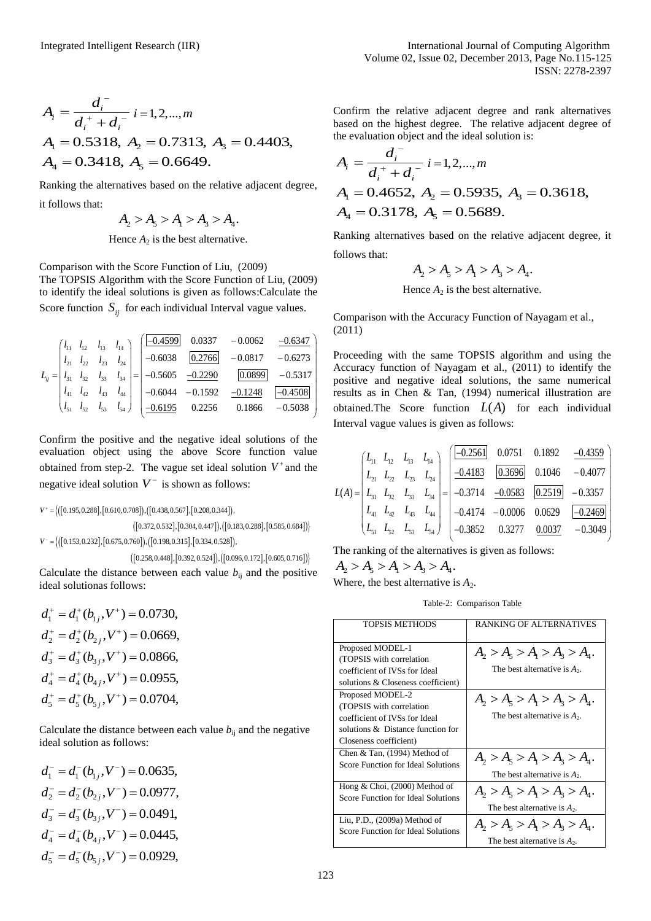$$A_i = \frac{d_i^-}{d_i^+ + d_i^-} \; i = 1,2,...,m$$

$$A_1 = 0.5318,\ A_2 = 0.7313,\ A_3 = 0.4403,$$
$$A_4 = 0.3418,\ A_5 = 0.6649.$$

Ranking the alternatives based on the relative adjacent degree, it follows that:

$$A_2 > A_5 > A_1 > A_3 > A_4.$$

Hence $A_2$ is the best alternative.

Comparison with the Score Function of Liu, (2009)

The TOPSIS Algorithm with the Score Function of Liu, (2009) to identify the ideal solutions is given as follows:Calculate the Score function $S_{ij}$ for each individual Interval vague values.

$$L_{ij} = \begin{pmatrix} l_{11} & l_{12} & l_{13} & l_{14} \\ l_{21} & l_{22} & l_{23} & l_{24} \\ l_{31} & l_{32} & l_{33} & l_{34} \\ l_{41} & l_{42} & l_{43} & l_{44} \\ l_{51} & l_{52} & l_{53} & l_{54} \end{pmatrix} = \begin{pmatrix} \boxed{-0.4599} & 0.0337 & -0.0062 & \underline{-0.6347} \\ -0.6038 & \boxed{0.2766} & -0.0817 & -0.6273 \\ -0.5605 & \underline{-0.2290} & \boxed{0.0899} & -0.5317 \\ -0.6044 & -0.1592 & \underline{-0.1248} & \boxed{-0.4508} \\ \underline{-0.6195} & 0.2256 & 0.1866 & -0.5038 \end{pmatrix}$$

Confirm the positive and the negative ideal solutions of the evaluation object using the above Score function value obtained from step-2. The vague set ideal solution $V^+$ and the negative ideal solution $V^-$ is shown as follows:

$$V^+ = \{([0.195,0.288],[0.610,0.708]),([0.438,0.567],[0.208,0.344]),$$
$$([0.372,0.532],[0.304,0.447]),([0.183,0.288],[0.585,0.684])\}$$
$$V^- = \{([0.153,0.232],[0.675,0.760]),([0.198,0.315],[0.334,0.528]),$$
$$([0.258,0.448],[0.392,0.524]),([0.096,0.172],[0.605,0.716])\}$$

Calculate the distance between each value $b_{ij}$ and the positive ideal solutionas follows:

$$d_1^+ = d_1^+(b_{1j}, V^+) = 0.0730,$$
$$d_2^+ = d_2^+(b_{2j}, V^+) = 0.0669,$$
$$d_3^+ = d_3^+(b_{3j}, V^+) = 0.0866,$$
$$d_4^+ = d_4^+(b_{4j}, V^+) = 0.0955,$$
$$d_5^+ = d_5^+(b_{5j}, V^+) = 0.0704,$$

Calculate the distance between each value $b_{ij}$ and the negative ideal solution as follows:

$$d_1^- = d_1^-(b_{1j}, V^-) = 0.0635,$$
$$d_2^- = d_2^-(b_{2j}, V^-) = 0.0977,$$
$$d_3^- = d_3^-(b_{3j}, V^-) = 0.0491,$$
$$d_4^- = d_4^-(b_{4j}, V^-) = 0.0445,$$
$$d_5^- = d_5^-(b_{5j}, V^-) = 0.0929,$$

Confirm the relative adjacent degree and rank alternatives based on the highest degree. The relative adjacent degree of the evaluation object and the ideal solution is:

$$A_i = \frac{d_i^-}{d_i^+ + d_i^-} \; i = 1,2,...,m$$

$$A_1 = 0.4652,\ A_2 = 0.5935,\ A_3 = 0.3618,$$
$$A_4 = 0.3178,\ A_5 = 0.5689.$$

Ranking alternatives based on the relative adjacent degree, it follows that:

$$A_2 > A_5 > A_1 > A_3 > A_4.$$

Hence $A_2$ is the best alternative.

Comparison with the Accuracy Function of Nayagam et al., (2011)

Proceeding with the same TOPSIS algorithm and using the Accuracy function of Nayagam et al., (2011) to identify the positive and negative ideal solutions, the same numerical results as in Chen & Tan, (1994) numerical illustration are obtained.The Score function $L(A)$ for each individual Interval vague values is given as follows:

$$L(A) = \begin{pmatrix} L_{11} & L_{12} & L_{13} & L_{14} \\ L_{21} & L_{22} & L_{23} & L_{24} \\ L_{31} & L_{32} & L_{33} & L_{34} \\ L_{41} & L_{42} & L_{43} & L_{44} \\ L_{51} & L_{52} & L_{53} & L_{54} \end{pmatrix} = \begin{pmatrix} \boxed{-0.2561} & 0.0751 & 0.1892 & \underline{-0.4359} \\ \underline{-0.4183} & \boxed{0.3696} & 0.1046 & -0.4077 \\ -0.3714 & \underline{-0.0583} & \boxed{0.2519} & -0.3357 \\ -0.4174 & -0.0006 & 0.0629 & \boxed{-0.2469} \\ -0.3852 & 0.3277 & \underline{0.0037} & -0.3049 \end{pmatrix}$$

The ranking of the alternatives is given as follows:

$A_2 > A_5 > A_1 > A_3 > A_4.$

Where, the best alternative is $A_2$.

Table-2: Comparison Table

| TOPSIS METHODS | RANKING OF ALTERNATIVES |
|---|---|
| Proposed MODEL-1 (TOPSIS with correlation coefficient of IVSs for Ideal solutions & Closeness coefficient) | $A_2 > A_5 > A_1 > A_3 > A_4$. The best alternative is $A_2$. |
| Proposed MODEL-2 (TOPSIS with correlation coefficient of IVSs for Ideal solutions & Distance function for Closeness coefficient) | $A_2 > A_5 > A_1 > A_3 > A_4$. The best alternative is $A_2$. |
| Chen & Tan, (1994) Method of Score Function for Ideal Solutions | $A_2 > A_5 > A_1 > A_3 > A_4$. The best alternative is $A_2$. |
| Hong & Choi, (2000) Method of Score Function for Ideal Solutions | $A_2 > A_5 > A_1 > A_3 > A_4$. The best alternative is $A_2$. |
| Liu, P.D., (2009a) Method of Score Function for Ideal Solutions | $A_2 > A_5 > A_1 > A_3 > A_4$. The best alternative is $A_2$. |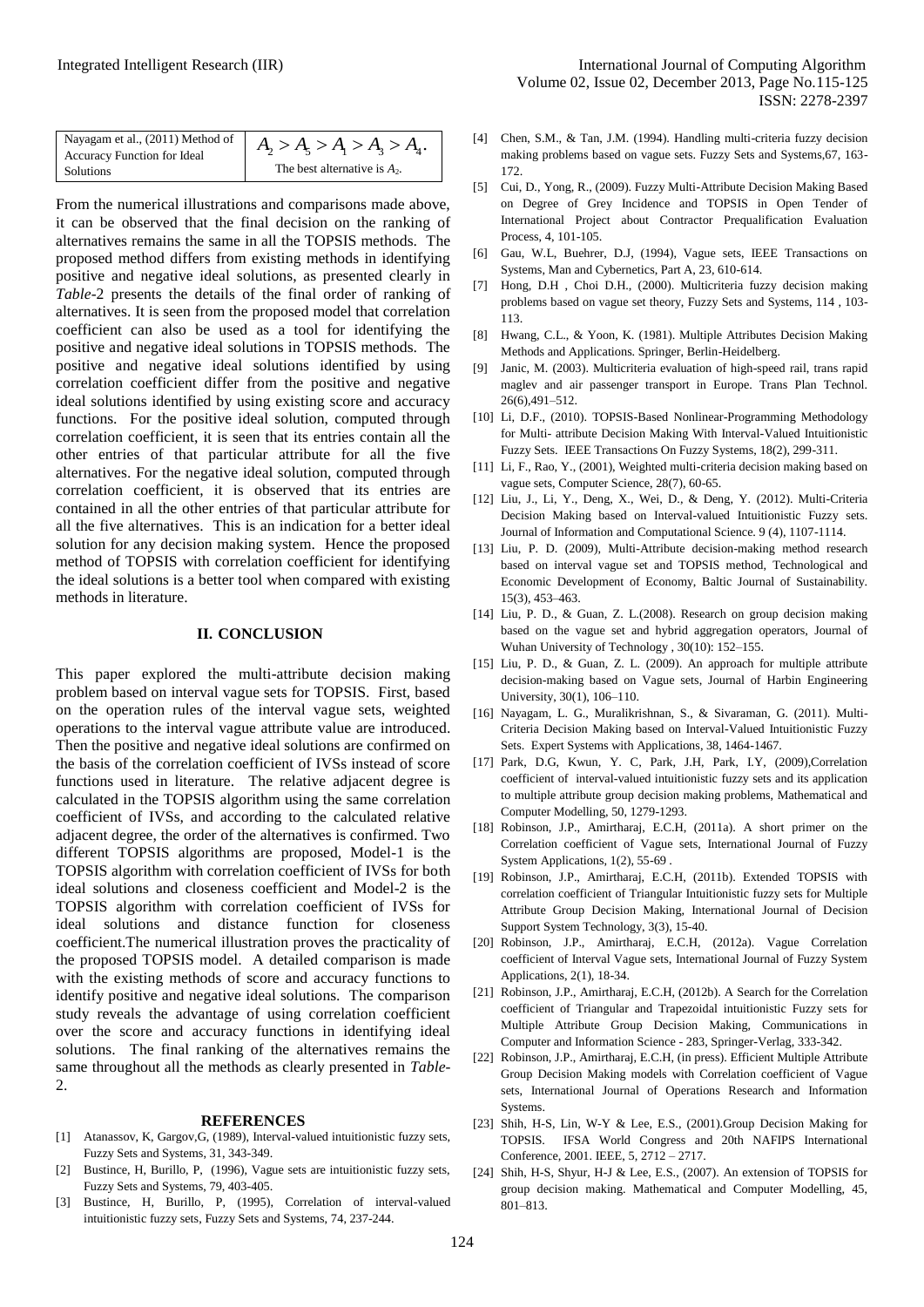| Nayagam et al., (2011) Method of Accuracy Function for Ideal Solutions | $A_2 > A_5 > A_1 > A_3 > A_4.$ The best alternative is $A_2$. |
|---|---|

From the numerical illustrations and comparisons made above, it can be observed that the final decision on the ranking of alternatives remains the same in all the TOPSIS methods. The proposed method differs from existing methods in identifying positive and negative ideal solutions, as presented clearly in *Table*-2 presents the details of the final order of ranking of alternatives. It is seen from the proposed model that correlation coefficient can also be used as a tool for identifying the positive and negative ideal solutions in TOPSIS methods. The positive and negative ideal solutions identified by using correlation coefficient differ from the positive and negative ideal solutions identified by using existing score and accuracy functions. For the positive ideal solution, computed through correlation coefficient, it is seen that its entries contain all the other entries of that particular attribute for all the five alternatives. For the negative ideal solution, computed through correlation coefficient, it is observed that its entries are contained in all the other entries of that particular attribute for all the five alternatives. This is an indication for a better ideal solution for any decision making system. Hence the proposed method of TOPSIS with correlation coefficient for identifying the ideal solutions is a better tool when compared with existing methods in literature.

## II. CONCLUSION

This paper explored the multi-attribute decision making problem based on interval vague sets for TOPSIS. First, based on the operation rules of the interval vague sets, weighted operations to the interval vague attribute value are introduced. Then the positive and negative ideal solutions are confirmed on the basis of the correlation coefficient of IVSs instead of score functions used in literature. The relative adjacent degree is calculated in the TOPSIS algorithm using the same correlation coefficient of IVSs, and according to the calculated relative adjacent degree, the order of the alternatives is confirmed. Two different TOPSIS algorithms are proposed, Model-1 is the TOPSIS algorithm with correlation coefficient of IVSs for both ideal solutions and closeness coefficient and Model-2 is the TOPSIS algorithm with correlation coefficient of IVSs for ideal solutions and distance function for closeness coefficient.The numerical illustration proves the practicality of the proposed TOPSIS model. A detailed comparison is made with the existing methods of score and accuracy functions to identify positive and negative ideal solutions. The comparison study reveals the advantage of using correlation coefficient over the score and accuracy functions in identifying ideal solutions. The final ranking of the alternatives remains the same throughout all the methods as clearly presented in *Table*-2.

## REFERENCES

[1] Atanassov, K, Gargov,G, (1989), Interval-valued intuitionistic fuzzy sets, Fuzzy Sets and Systems, 31, 343-349.

[2] Bustince, H, Burillo, P, (1996), Vague sets are intuitionistic fuzzy sets, Fuzzy Sets and Systems, 79, 403-405.

[3] Bustince, H, Burillo, P, (1995), Correlation of interval-valued intuitionistic fuzzy sets, Fuzzy Sets and Systems, 74, 237-244.

[4] Chen, S.M., & Tan, J.M. (1994). Handling multi-criteria fuzzy decision making problems based on vague sets. Fuzzy Sets and Systems,67, 163-172.

[5] Cui, D., Yong, R., (2009). Fuzzy Multi-Attribute Decision Making Based on Degree of Grey Incidence and TOPSIS in Open Tender of International Project about Contractor Prequalification Evaluation Process, 4, 101-105.

[6] Gau, W.L, Buehrer, D.J, (1994), Vague sets, IEEE Transactions on Systems, Man and Cybernetics, Part A, 23, 610-614.

[7] Hong, D.H , Choi D.H., (2000). Multicriteria fuzzy decision making problems based on vague set theory, Fuzzy Sets and Systems, 114 , 103-113.

[8] Hwang, C.L., & Yoon, K. (1981). Multiple Attributes Decision Making Methods and Applications. Springer, Berlin-Heidelberg.

[9] Janic, M. (2003). Multicriteria evaluation of high-speed rail, trans rapid maglev and air passenger transport in Europe. Trans Plan Technol. 26(6),491–512.

[10] Li, D.F., (2010). TOPSIS-Based Nonlinear-Programming Methodology for Multi- attribute Decision Making With Interval-Valued Intuitionistic Fuzzy Sets. IEEE Transactions On Fuzzy Systems, 18(2), 299-311.

[11] Li, F., Rao, Y., (2001), Weighted multi-criteria decision making based on vague sets, Computer Science, 28(7), 60-65.

[12] Liu, J., Li, Y., Deng, X., Wei, D., & Deng, Y. (2012). Multi-Criteria Decision Making based on Interval-valued Intuitionistic Fuzzy sets. Journal of Information and Computational Science. 9 (4), 1107-1114.

[13] Liu, P. D. (2009), Multi-Attribute decision-making method research based on interval vague set and TOPSIS method, Technological and Economic Development of Economy, Baltic Journal of Sustainability. 15(3), 453–463.

[14] Liu, P. D., & Guan, Z. L.(2008). Research on group decision making based on the vague set and hybrid aggregation operators, Journal of Wuhan University of Technology , 30(10): 152–155.

[15] Liu, P. D., & Guan, Z. L. (2009). An approach for multiple attribute decision-making based on Vague sets, Journal of Harbin Engineering University, 30(1), 106–110.

[16] Nayagam, L. G., Muralikrishnan, S., & Sivaraman, G. (2011). Multi-Criteria Decision Making based on Interval-Valued Intuitionistic Fuzzy Sets. Expert Systems with Applications, 38, 1464-1467.

[17] Park, D.G, Kwun, Y. C, Park, J.H, Park, I.Y, (2009),Correlation coefficient of interval-valued intuitionistic fuzzy sets and its application to multiple attribute group decision making problems, Mathematical and Computer Modelling, 50, 1279-1293.

[18] Robinson, J.P., Amirtharaj, E.C.H, (2011a). A short primer on the Correlation coefficient of Vague sets, International Journal of Fuzzy System Applications, 1(2), 55-69 .

[19] Robinson, J.P., Amirtharaj, E.C.H, (2011b). Extended TOPSIS with correlation coefficient of Triangular Intuitionistic fuzzy sets for Multiple Attribute Group Decision Making, International Journal of Decision Support System Technology, 3(3), 15-40.

[20] Robinson, J.P., Amirtharaj, E.C.H, (2012a). Vague Correlation coefficient of Interval Vague sets, International Journal of Fuzzy System Applications, 2(1), 18-34.

[21] Robinson, J.P., Amirtharaj, E.C.H (2012b). A Search for the Correlation coefficient of Triangular and Trapezoidal intuitionistic Fuzzy sets for Multiple Attribute Group Decision Making, Communications in Computer and Information Science - 283, Springer-Verlag, 333-342.

[22] Robinson, J.P., Amirtharaj, E.C.H, (in press). Efficient Multiple Attribute Group Decision Making models with Correlation coefficient of Vague sets, International Journal of Operations Research and Information Systems.

[23] Shih, H-S, Lin, W-Y & Lee, E.S., (2001).Group Decision Making for TOPSIS. IFSA World Congress and 20th NAFIPS International Conference, 2001. IEEE, 5, 2712 – 2717.

[24] Shih, H-S, Shyur, H-J & Lee, E.S., (2007). An extension of TOPSIS for group decision making. Mathematical and Computer Modelling, 45, 801–813.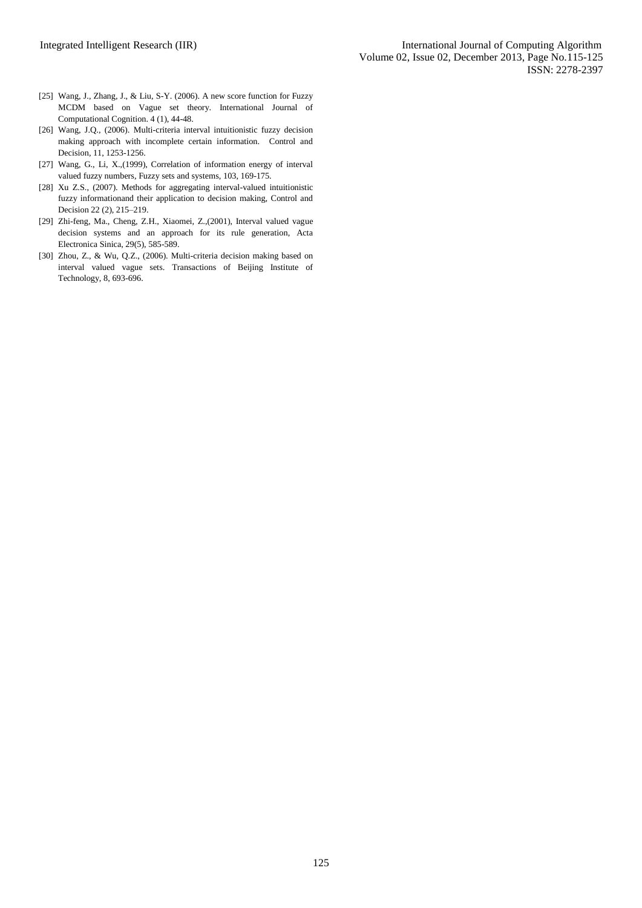[25] Wang, J., Zhang, J., & Liu, S-Y. (2006). A new score function for Fuzzy MCDM based on Vague set theory. International Journal of Computational Cognition. 4 (1), 44-48.

[26] Wang, J.Q., (2006). Multi-criteria interval intuitionistic fuzzy decision making approach with incomplete certain information. Control and Decision, 11, 1253-1256.

[27] Wang, G., Li, X.,(1999), Correlation of information energy of interval valued fuzzy numbers, Fuzzy sets and systems, 103, 169-175.

[28] Xu Z.S., (2007). Methods for aggregating interval-valued intuitionistic fuzzy informationand their application to decision making, Control and Decision 22 (2), 215–219.

[29] Zhi-feng, Ma., Cheng, Z.H., Xiaomei, Z.,(2001), Interval valued vague decision systems and an approach for its rule generation, Acta Electronica Sinica, 29(5), 585-589.

[30] Zhou, Z., & Wu, Q.Z., (2006). Multi-criteria decision making based on interval valued vague sets. Transactions of Beijing Institute of Technology, 8, 693-696.